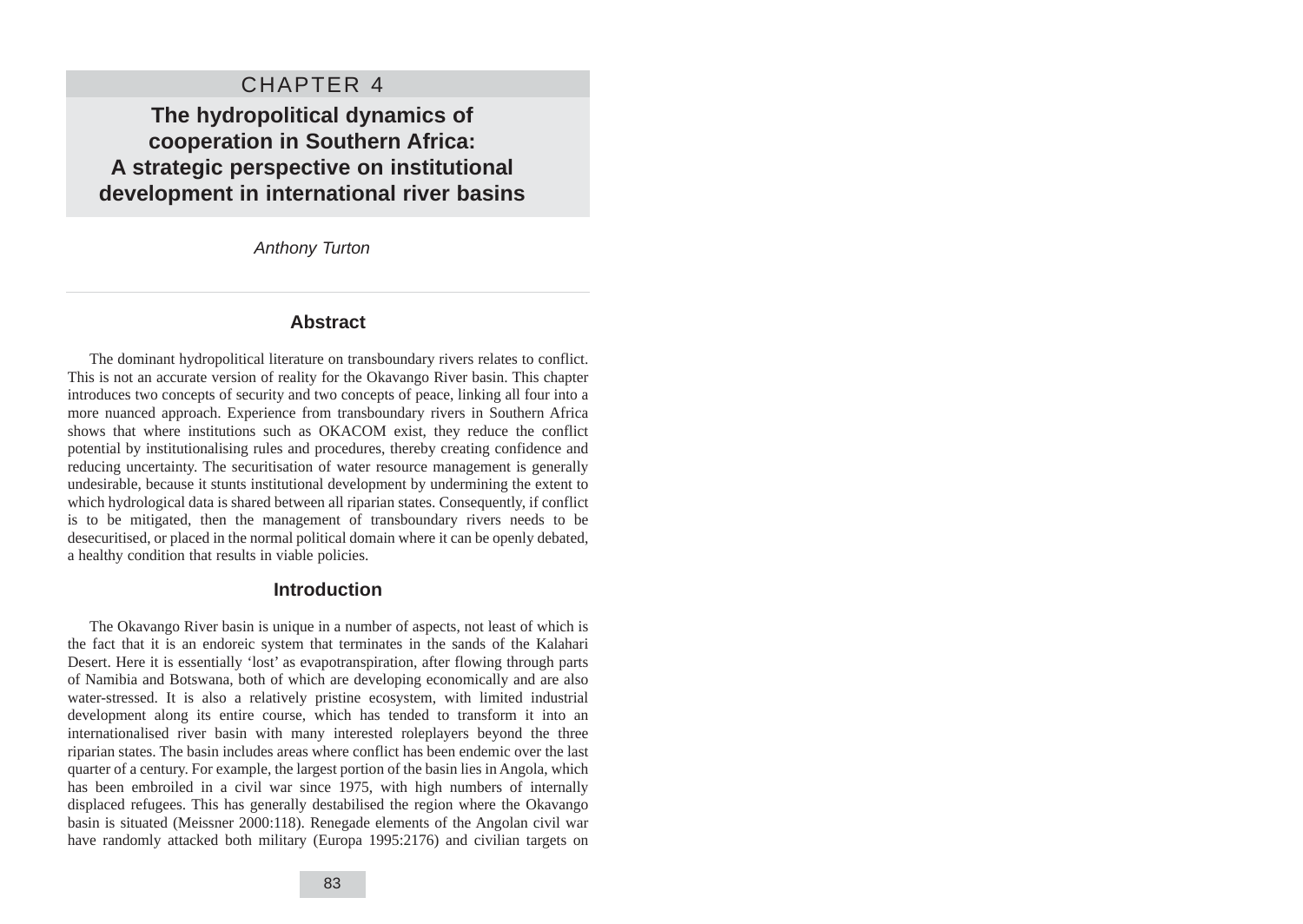CHAPTER 4

# The hydropolitical dynamics of cooperation in Southern Africa: A strategic perspective on institutional development in international river basins

*Anthony Turton*

## Abstract

The dominant hydropolitical literature on transboundary rivers relates to conflict. This is not an accurate version of reality for the Okavango River basin. This chapter introduces two concepts of security and two concepts of peace, linking all four into a more nuanced approach. Experience from transboundary rivers in Southern Africa shows that where institutions such as OKACOM exist, they reduce the conflict potential by institutionalising rules and procedures, thereby creating confidence and reducing uncertainty. The securitisation of water resource management is generally undesirable, because it stunts institutional development by undermining the extent to which hydrological data is shared between all riparian states. Consequently, if conflict is to be mitigated, then the management of transboundary rivers needs to be desecuritised, or placed in the normal political domain where it can be openly debated, a healthy condition that results in viable policies.

## Introduction

The Okavango River basin is unique in a number of aspects, not least of which is the fact that it is an endoreic system that terminates in the sands of the Kalahari Desert. Here it is essentially 'lost' as evapotranspiration, after flowing through parts of Namibia and Botswana, both of which are developing economically and are also water-stressed. It is also a relatively pristine ecosystem, with limited industrial development along its entire course, which has tended to transform it into an internationalised river basin with many interested roleplayers beyond the three riparian states. The basin includes areas where conflict has been endemic over the last quarter of a century. For example, the largest portion of the basin lies in Angola, which has been embroiled in a civil war since 1975, with high numbers of internally displaced refugees. This has generally destabilised the region where the Okavango basin is situated (Meissner 2000:118). Renegade elements of the Angolan civil war have randomly attacked both military (Europa 1995:2176) and civilian targets on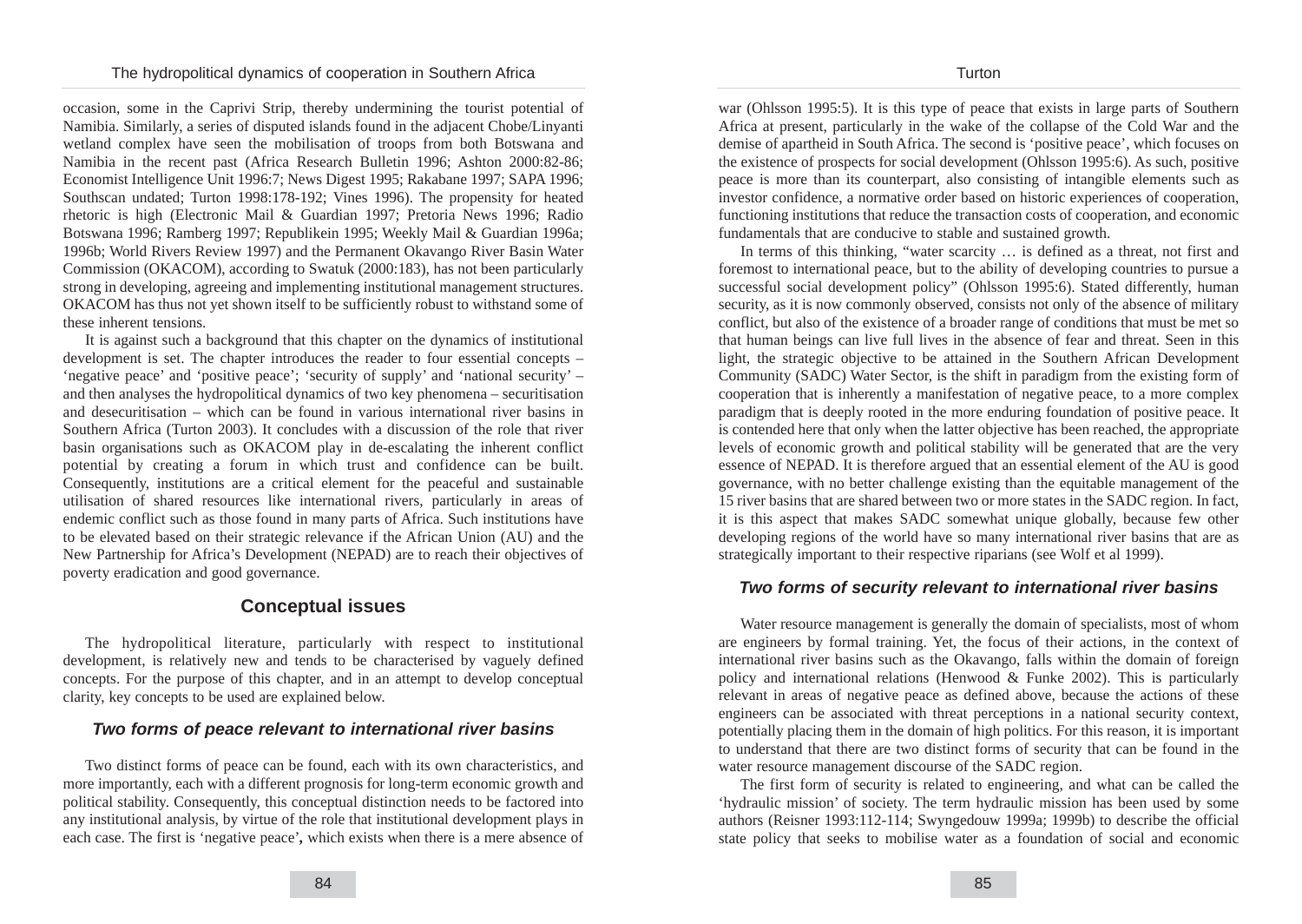occasion, some in the Caprivi Strip, thereby undermining the tourist potential of Namibia. Similarly, a series of disputed islands found in the adjacent Chobe/Linyanti wetland complex have seen the mobilisation of troops from both Botswana and Namibia in the recent past (Africa Research Bulletin 1996; Ashton 2000:82-86; Economist Intelligence Unit 1996:7; News Digest 1995; Rakabane 1997; SAPA 1996; Southscan undated; Turton 1998:178-192; Vines 1996). The propensity for heated rhetoric is high (Electronic Mail & Guardian 1997; Pretoria News 1996; Radio Botswana 1996; Ramberg 1997; Republikein 1995; Weekly Mail & Guardian 1996a; 1996b; World Rivers Review 1997) and the Permanent Okavango River Basin Water Commission (OKACOM), according to Swatuk (2000:183), has not been particularly strong in developing, agreeing and implementing institutional management structures. OKACOM has thus not yet shown itself to be sufficiently robust to withstand some of these inherent tensions.

It is against such a background that this chapter on the dynamics of institutional development is set. The chapter introduces the reader to four essential concepts – 'negative peace' and 'positive peace'; 'security of supply' and 'national security' – and then analyses the hydropolitical dynamics of two key phenomena – securitisation and desecuritisation – which can be found in various international river basins in Southern Africa (Turton 2003). It concludes with a discussion of the role that river basin organisations such as OKACOM play in de-escalating the inherent conflict potential by creating a forum in which trust and confidence can be built. Consequently, institutions are a critical element for the peaceful and sustainable utilisation of shared resources like international rivers, particularly in areas of endemic conflict such as those found in many parts of Africa. Such institutions have to be elevated based on their strategic relevance if the African Union (AU) and the New Partnership for Africa's Development (NEPAD) are to reach their objectives of poverty eradication and good governance.

## Conceptual issues

The hydropolitical literature, particularly with respect to institutional development, is relatively new and tends to be characterised by vaguely defined concepts. For the purpose of this chapter, and in an attempt to develop conceptual clarity, key concepts to be used are explained below.

### *Two forms of peace relevant to international river basins*

Two distinct forms of peace can be found, each with its own characteristics, and more importantly, each with a different prognosis for long-term economic growth and political stability. Consequently, this conceptual distinction needs to be factored into any institutional analysis, by virtue of the role that institutional development plays in each case. The first is 'negative peace'**,** which exists when there is a mere absence of war (Ohlsson 1995:5). It is this type of peace that exists in large parts of Southern Africa at present, particularly in the wake of the collapse of the Cold War and the demise of apartheid in South Africa. The second is 'positive peace', which focuses on the existence of prospects for social development (Ohlsson 1995:6). As such, positive peace is more than its counterpart, also consisting of intangible elements such as investor confidence, a normative order based on historic experiences of cooperation, functioning institutions that reduce the transaction costs of cooperation, and economic fundamentals that are conducive to stable and sustained growth.

In terms of this thinking, "water scarcity … is defined as a threat, not first and foremost to international peace, but to the ability of developing countries to pursue a successful social development policy" (Ohlsson 1995:6). Stated differently, human security, as it is now commonly observed, consists not only of the absence of military conflict, but also of the existence of a broader range of conditions that must be met so that human beings can live full lives in the absence of fear and threat. Seen in this light, the strategic objective to be attained in the Southern African Development Community (SADC) Water Sector, is the shift in paradigm from the existing form of cooperation that is inherently a manifestation of negative peace, to a more complex paradigm that is deeply rooted in the more enduring foundation of positive peace. It is contended here that only when the latter objective has been reached, the appropriate levels of economic growth and political stability will be generated that are the very essence of NEPAD. It is therefore argued that an essential element of the AU is good governance, with no better challenge existing than the equitable management of the 15 river basins that are shared between two or more states in the SADC region. In fact, it is this aspect that makes SADC somewhat unique globally, because few other developing regions of the world have so many international river basins that are as strategically important to their respective riparians (see Wolf et al 1999).

### *Two forms of security relevant to international river basins*

Water resource management is generally the domain of specialists, most of whom are engineers by formal training. Yet, the focus of their actions, in the context of international river basins such as the Okavango, falls within the domain of foreign policy and international relations (Henwood & Funke 2002). This is particularly relevant in areas of negative peace as defined above, because the actions of these engineers can be associated with threat perceptions in a national security context, potentially placing them in the domain of high politics. For this reason, it is important to understand that there are two distinct forms of security that can be found in the water resource management discourse of the SADC region.

The first form of security is related to engineering, and what can be called the 'hydraulic mission' of society. The term hydraulic mission has been used by some authors (Reisner 1993:112-114; Swyngedouw 1999a; 1999b) to describe the official state policy that seeks to mobilise water as a foundation of social and economic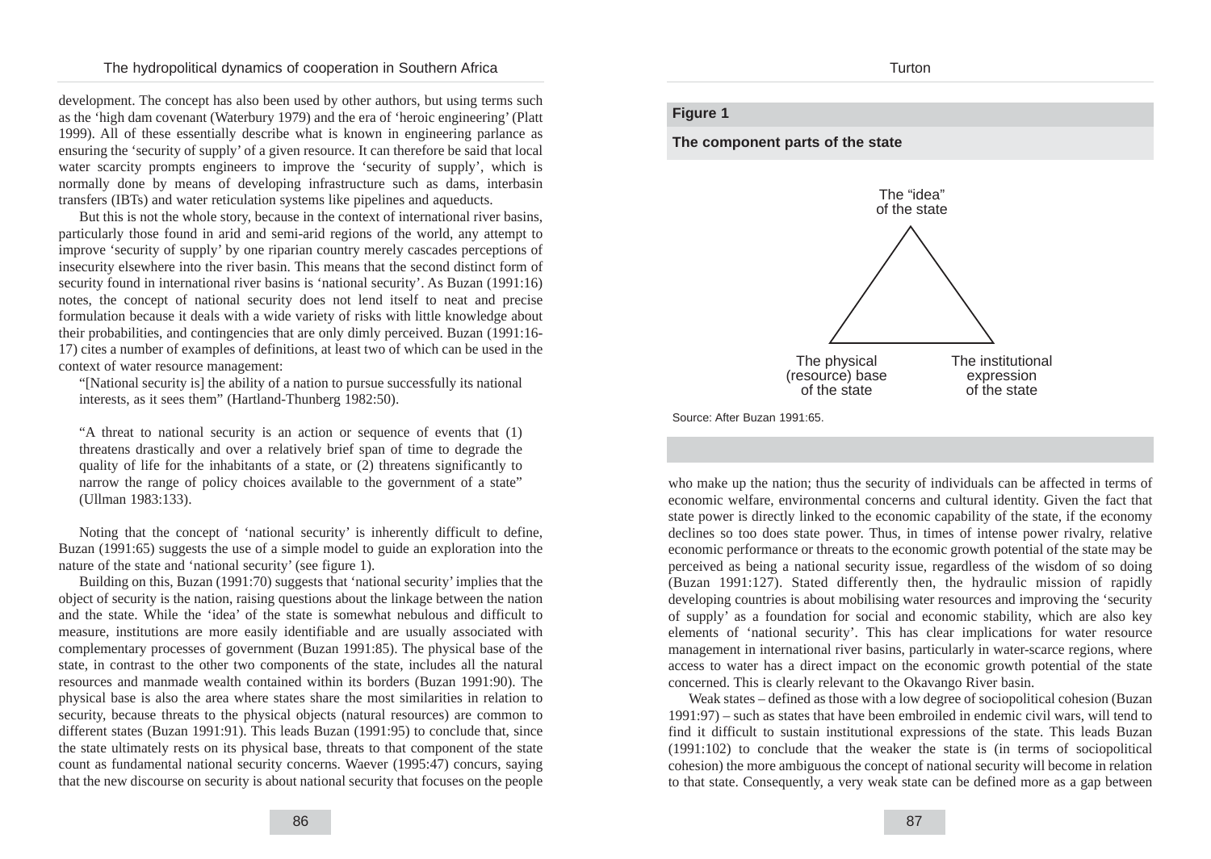development. The concept has also been used by other authors, but using terms such as the 'high dam covenant (Waterbury 1979) and the era of 'heroic engineering' (Platt 1999). All of these essentially describe what is known in engineering parlance as ensuring the 'security of supply' of a given resource. It can therefore be said that local water scarcity prompts engineers to improve the 'security of supply', which is normally done by means of developing infrastructure such as dams, interbasin transfers (IBTs) and water reticulation systems like pipelines and aqueducts.

But this is not the whole story, because in the context of international river basins, particularly those found in arid and semi-arid regions of the world, any attempt to improve 'security of supply' by one riparian country merely cascades perceptions of insecurity elsewhere into the river basin. This means that the second distinct form of security found in international river basins is 'national security'. As Buzan (1991:16) notes, the concept of national security does not lend itself to neat and precise formulation because it deals with a wide variety of risks with little knowledge about their probabilities, and contingencies that are only dimly perceived. Buzan (1991:16-17) cites a number of examples of definitions, at least two of which can be used in the context of water resource management:

> "[National security is] the ability of a nation to pursue successfully its national interests, as it sees them" (Hartland-Thunberg 1982:50).

> "A threat to national security is an action or sequence of events that (1) threatens drastically and over a relatively brief span of time to degrade the quality of life for the inhabitants of a state, or (2) threatens significantly to narrow the range of policy choices available to the government of a state" (Ullman 1983:133).

Noting that the concept of 'national security' is inherently difficult to define, Buzan (1991:65) suggests the use of a simple model to guide an exploration into the nature of the state and 'national security' (see figure 1).

**Figure 1**

**The component parts of the state**

The "idea" of the state

The physical (resource) base of the state

The institutional expression of the state

Source: After Buzan 1991:65.

Building on this, Buzan (1991:70) suggests that 'national security' implies that the object of security is the nation, raising questions about the linkage between the nation and the state. While the 'idea' of the state is somewhat nebulous and difficult to measure, institutions are more easily identifiable and are usually associated with complementary processes of government (Buzan 1991:85). The physical base of the state, in contrast to the other two components of the state, includes all the natural resources and manmade wealth contained within its borders (Buzan 1991:90). The physical base is also the area where states share the most similarities in relation to security, because threats to the physical objects (natural resources) are common to different states (Buzan 1991:91). This leads Buzan (1991:95) to conclude that, since the state ultimately rests on its physical base, threats to that component of the state count as fundamental national security concerns. Waever (1995:47) concurs, saying that the new discourse on security is about national security that focuses on the people who make up the nation; thus the security of individuals can be affected in terms of economic welfare, environmental concerns and cultural identity. Given the fact that state power is directly linked to the economic capability of the state, if the economy declines so too does state power. Thus, in times of intense power rivalry, relative economic performance or threats to the economic growth potential of the state may be perceived as being a national security issue, regardless of the wisdom of so doing (Buzan 1991:127). Stated differently then, the hydraulic mission of rapidly developing countries is about mobilising water resources and improving the 'security of supply' as a foundation for social and economic stability, which are also key elements of 'national security'. This has clear implications for water resource management in international river basins, particularly in water-scarce regions, where access to water has a direct impact on the economic growth potential of the state concerned. This is clearly relevant to the Okavango River basin.

Weak states – defined as those with a low degree of sociopolitical cohesion (Buzan 1991:97) – such as states that have been embroiled in endemic civil wars, will tend to find it difficult to sustain institutional expressions of the state. This leads Buzan (1991:102) to conclude that the weaker the state is (in terms of sociopolitical cohesion) the more ambiguous the concept of national security will become in relation to that state. Consequently, a very weak state can be defined more as a gap between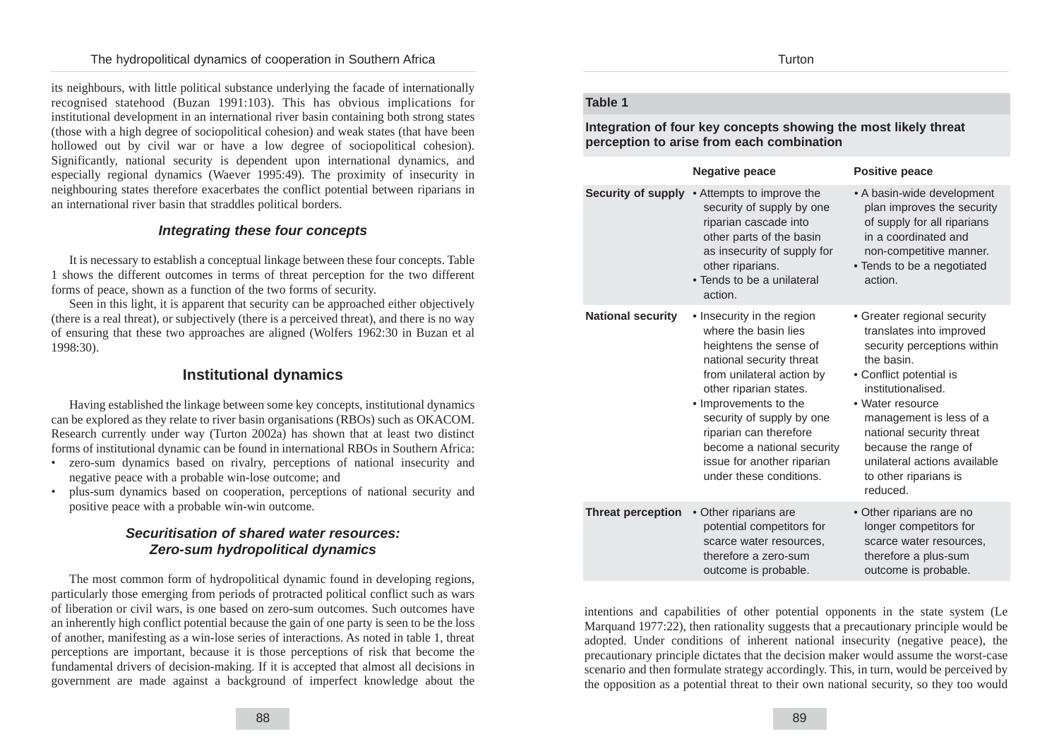its neighbours, with little political substance underlying the facade of internationally recognised statehood (Buzan 1991:103). This has obvious implications for institutional development in an international river basin containing both strong states (those with a high degree of sociopolitical cohesion) and weak states (that have been hollowed out by civil war or have a low degree of sociopolitical cohesion). Significantly, national security is dependent upon international dynamics, and especially regional dynamics (Waever 1995:49). The proximity of insecurity in neighbouring states therefore exacerbates the conflict potential between riparians in an international river basin that straddles political borders.

### *Integrating these four concepts*

It is necessary to establish a conceptual linkage between these four concepts. Table 1 shows the different outcomes in terms of threat perception for the two different forms of peace, shown as a function of the two forms of security.

Seen in this light, it is apparent that security can be approached either objectively (there is a real threat), or subjectively (there is a perceived threat), and there is no way of ensuring that these two approaches are aligned (Wolfers 1962:30 in Buzan et al 1998:30).

## Institutional dynamics

Having established the linkage between some key concepts, institutional dynamics can be explored as they relate to river basin organisations (RBOs) such as OKACOM. Research currently under way (Turton 2002a) has shown that at least two distinct forms of institutional dynamic can be found in international RBOs in Southern Africa:

- zero-sum dynamics based on rivalry, perceptions of national insecurity and negative peace with a probable win-lose outcome; and
- plus-sum dynamics based on cooperation, perceptions of national security and positive peace with a probable win-win outcome.

### *Securitisation of shared water resources: Zero-sum hydropolitical dynamics*

The most common form of hydropolitical dynamic found in developing regions, particularly those emerging from periods of protracted political conflict such as wars of liberation or civil wars, is one based on zero-sum outcomes. Such outcomes have an inherently high conflict potential because the gain of one party is seen to be the loss of another, manifesting as a win-lose series of interactions. As noted in table 1, threat perceptions are important, because it is those perceptions of risk that become the fundamental drivers of decision-making. If it is accepted that almost all decisions in government are made against a background of imperfect knowledge about the intentions and capabilities of other potential opponents in the state system (Le Marquand 1977:22), then rationality suggests that a precautionary principle would be adopted. Under conditions of inherent national insecurity (negative peace), the precautionary principle dictates that the decision maker would assume the worst-case scenario and then formulate strategy accordingly. This, in turn, would be perceived by the opposition as a potential threat to their own national security, so they too would

**Table 1**

**Integration of four key concepts showing the most likely threat perception to arise from each combination**

| | Negative peace | Positive peace |
|---|---|---|
| **Security of supply** | • Attempts to improve the security of supply by one riparian cascade into other parts of the basin as insecurity of supply for other riparians.<br>• Tends to be a unilateral action. | • A basin-wide development plan improves the security of supply for all riparians in a coordinated and non-competitive manner.<br>• Tends to be a negotiated action. |
| **National security** | • Insecurity in the region where the basin lies heightens the sense of national security threat from unilateral action by other riparian states.<br>• Improvements to the security of supply by one riparian can therefore become a national security issue for another riparian under these conditions. | • Greater regional security translates into improved security perceptions within the basin.<br>• Conflict potential is institutionalised.<br>• Water resource management is less of a national security threat because the range of unilateral actions available to other riparians is reduced. |
| **Threat perception** | • Other riparians are potential competitors for scarce water resources, therefore a zero-sum outcome is probable. | • Other riparians are no longer competitors for scarce water resources, therefore a plus-sum outcome is probable. |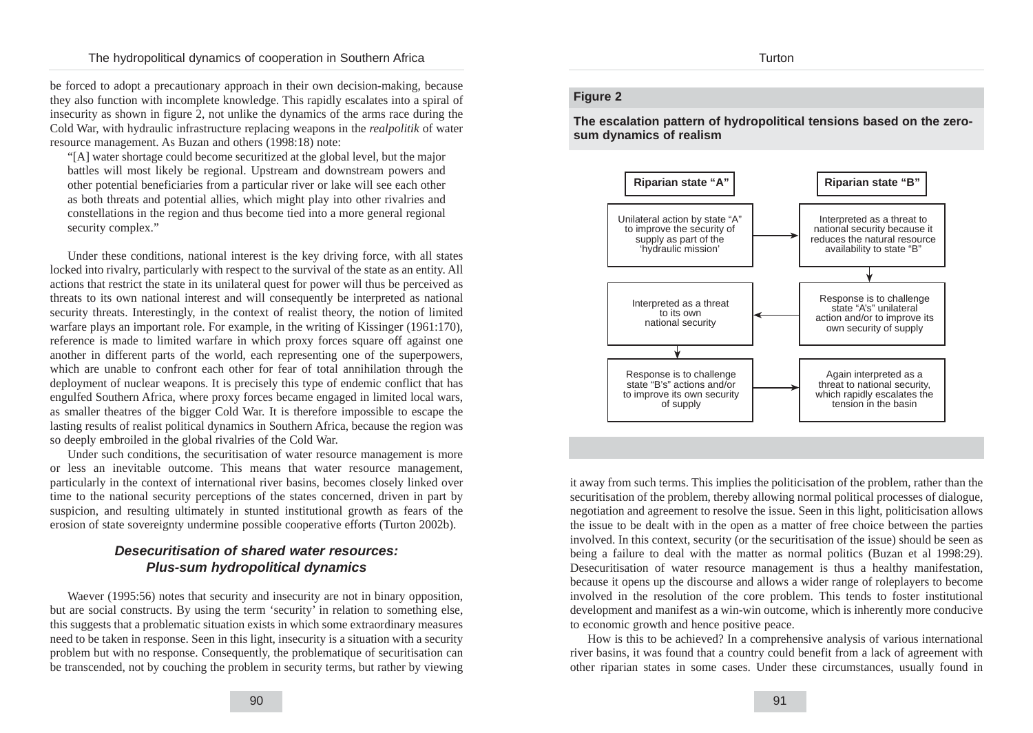be forced to adopt a precautionary approach in their own decision-making, because they also function with incomplete knowledge. This rapidly escalates into a spiral of insecurity as shown in figure 2, not unlike the dynamics of the arms race during the Cold War, with hydraulic infrastructure replacing weapons in the *realpolitik* of water resource management. As Buzan and others (1998:18) note:

> "[A] water shortage could become securitized at the global level, but the major battles will most likely be regional. Upstream and downstream powers and other potential beneficiaries from a particular river or lake will see each other as both threats and potential allies, which might play into other rivalries and constellations in the region and thus become tied into a more general regional security complex."

Under these conditions, national interest is the key driving force, with all states locked into rivalry, particularly with respect to the survival of the state as an entity. All actions that restrict the state in its unilateral quest for power will thus be perceived as threats to its own national interest and will consequently be interpreted as national security threats. Interestingly, in the context of realist theory, the notion of limited warfare plays an important role. For example, in the writing of Kissinger (1961:170), reference is made to limited warfare in which proxy forces square off against one another in different parts of the world, each representing one of the superpowers, which are unable to confront each other for fear of total annihilation through the deployment of nuclear weapons. It is precisely this type of endemic conflict that has engulfed Southern Africa, where proxy forces became engaged in limited local wars, as smaller theatres of the bigger Cold War. It is therefore impossible to escape the lasting results of realist political dynamics in Southern Africa, because the region was so deeply embroiled in the global rivalries of the Cold War.

Under such conditions, the securitisation of water resource management is more or less an inevitable outcome. This means that water resource management, particularly in the context of international river basins, becomes closely linked over time to the national security perceptions of the states concerned, driven in part by suspicion, and resulting ultimately in stunted institutional growth as fears of the erosion of state sovereignty undermine possible cooperative efforts (Turton 2002b).

## *Desecuritisation of shared water resources: Plus-sum hydropolitical dynamics*

Waever (1995:56) notes that security and insecurity are not in binary opposition, but are social constructs. By using the term 'security' in relation to something else, this suggests that a problematic situation exists in which some extraordinary measures need to be taken in response. Seen in this light, insecurity is a situation with a security problem but with no response. Consequently, the problematique of securitisation can be transcended, not by couching the problem in security terms, but rather by viewing

**Figure 2**

**The escalation pattern of hydropolitical tensions based on the zero-sum dynamics of realism**

| Riparian state "A" | | Riparian state "B" |
|---|---|---|
| Unilateral action by state "A" to improve the security of supply as part of the 'hydraulic mission' | → | Interpreted as a threat to national security because it reduces the natural resource availability to state "B" |
| Interpreted as a threat to its own national security | ← | Response is to challenge state "A's" unilateral action and/or to improve its own security of supply |
| Response is to challenge state "B's" actions and/or to improve its own security of supply | → | Again interpreted as a threat to national security, which rapidly escalates the tension in the basin |

it away from such terms. This implies the politicisation of the problem, rather than the securitisation of the problem, thereby allowing normal political processes of dialogue, negotiation and agreement to resolve the issue. Seen in this light, politicisation allows the issue to be dealt with in the open as a matter of free choice between the parties involved. In this context, security (or the securitisation of the issue) should be seen as being a failure to deal with the matter as normal politics (Buzan et al 1998:29). Desecuritisation of water resource management is thus a healthy manifestation, because it opens up the discourse and allows a wider range of roleplayers to become involved in the resolution of the core problem. This tends to foster institutional development and manifest as a win-win outcome, which is inherently more conducive to economic growth and hence positive peace.

How is this to be achieved? In a comprehensive analysis of various international river basins, it was found that a country could benefit from a lack of agreement with other riparian states in some cases. Under these circumstances, usually found in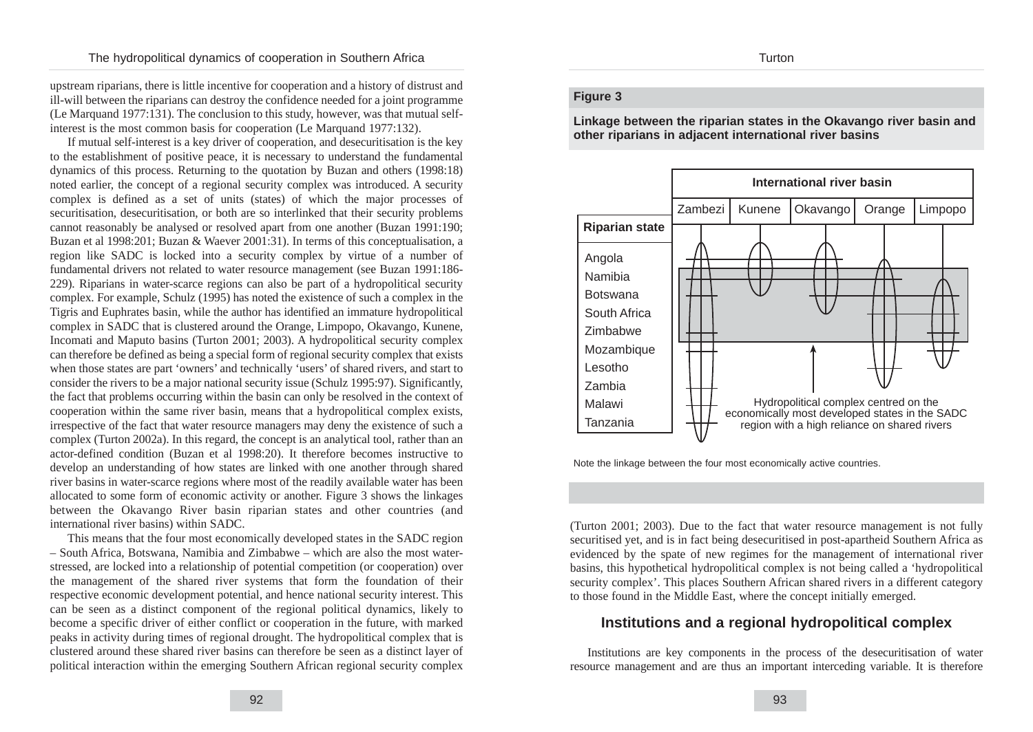upstream riparians, there is little incentive for cooperation and a history of distrust and ill-will between the riparians can destroy the confidence needed for a joint programme (Le Marquand 1977:131). The conclusion to this study, however, was that mutual self-interest is the most common basis for cooperation (Le Marquand 1977:132).

If mutual self-interest is a key driver of cooperation, and desecuritisation is the key to the establishment of positive peace, it is necessary to understand the fundamental dynamics of this process. Returning to the quotation by Buzan and others (1998:18) noted earlier, the concept of a regional security complex was introduced. A security complex is defined as a set of units (states) of which the major processes of securitisation, desecuritisation, or both are so interlinked that their security problems cannot reasonably be analysed or resolved apart from one another (Buzan 1991:190; Buzan et al 1998:201; Buzan & Waever 2001:31). In terms of this conceptualisation, a region like SADC is locked into a security complex by virtue of a number of fundamental drivers not related to water resource management (see Buzan 1991:186-229). Riparians in water-scarce regions can also be part of a hydropolitical security complex. For example, Schulz (1995) has noted the existence of such a complex in the Tigris and Euphrates basin, while the author has identified an immature hydropolitical complex in SADC that is clustered around the Orange, Limpopo, Okavango, Kunene, Incomati and Maputo basins (Turton 2001; 2003). A hydropolitical security complex can therefore be defined as being a special form of regional security complex that exists when those states are part 'owners' and technically 'users' of shared rivers, and start to consider the rivers to be a major national security issue (Schulz 1995:97). Significantly, the fact that problems occurring within the basin can only be resolved in the context of cooperation within the same river basin, means that a hydropolitical complex exists, irrespective of the fact that water resource managers may deny the existence of such a complex (Turton 2002a). In this regard, the concept is an analytical tool, rather than an actor-defined condition (Buzan et al 1998:20). It therefore becomes instructive to develop an understanding of how states are linked with one another through shared river basins in water-scarce regions where most of the readily available water has been allocated to some form of economic activity or another. Figure 3 shows the linkages between the Okavango River basin riparian states and other countries (and international river basins) within SADC.

This means that the four most economically developed states in the SADC region – South Africa, Botswana, Namibia and Zimbabwe – which are also the most water-stressed, are locked into a relationship of potential competition (or cooperation) over the management of the shared river systems that form the foundation of their respective economic development potential, and hence national security interest. This can be seen as a distinct component of the regional political dynamics, likely to become a specific driver of either conflict or cooperation in the future, with marked peaks in activity during times of regional drought. The hydropolitical complex that is clustered around these shared river basins can therefore be seen as a distinct layer of political interaction within the emerging Southern African regional security complex

**Figure 3**

**Linkage between the riparian states in the Okavango river basin and other riparians in adjacent international river basins**

| Riparian state | International river basin | | | | |
|---|---|---|---|---|---|
| | Zambezi | Kunene | Okavango | Orange | Limpopo |
| Angola | | | | | |
| Namibia | | | | | |
| Botswana | | | | | |
| South Africa | | | | | |
| Zimbabwe | | | | | |
| Mozambique | | | | | |
| Lesotho | | | | | |
| Zambia | | | | | |
| Malawi | | | | | |
| Tanzania | | | | | |

Hydropolitical complex centred on the economically most developed states in the SADC region with a high reliance on shared rivers

Note the linkage between the four most economically active countries.

(Turton 2001; 2003). Due to the fact that water resource management is not fully securitised yet, and is in fact being desecuritised in post-apartheid Southern Africa as evidenced by the spate of new regimes for the management of international river basins, this hypothetical hydropolitical complex is not being called a 'hydropolitical security complex'. This places Southern African shared rivers in a different category to those found in the Middle East, where the concept initially emerged.

## Institutions and a regional hydropolitical complex

Institutions are key components in the process of the desecuritisation of water resource management and are thus an important interceding variable. It is therefore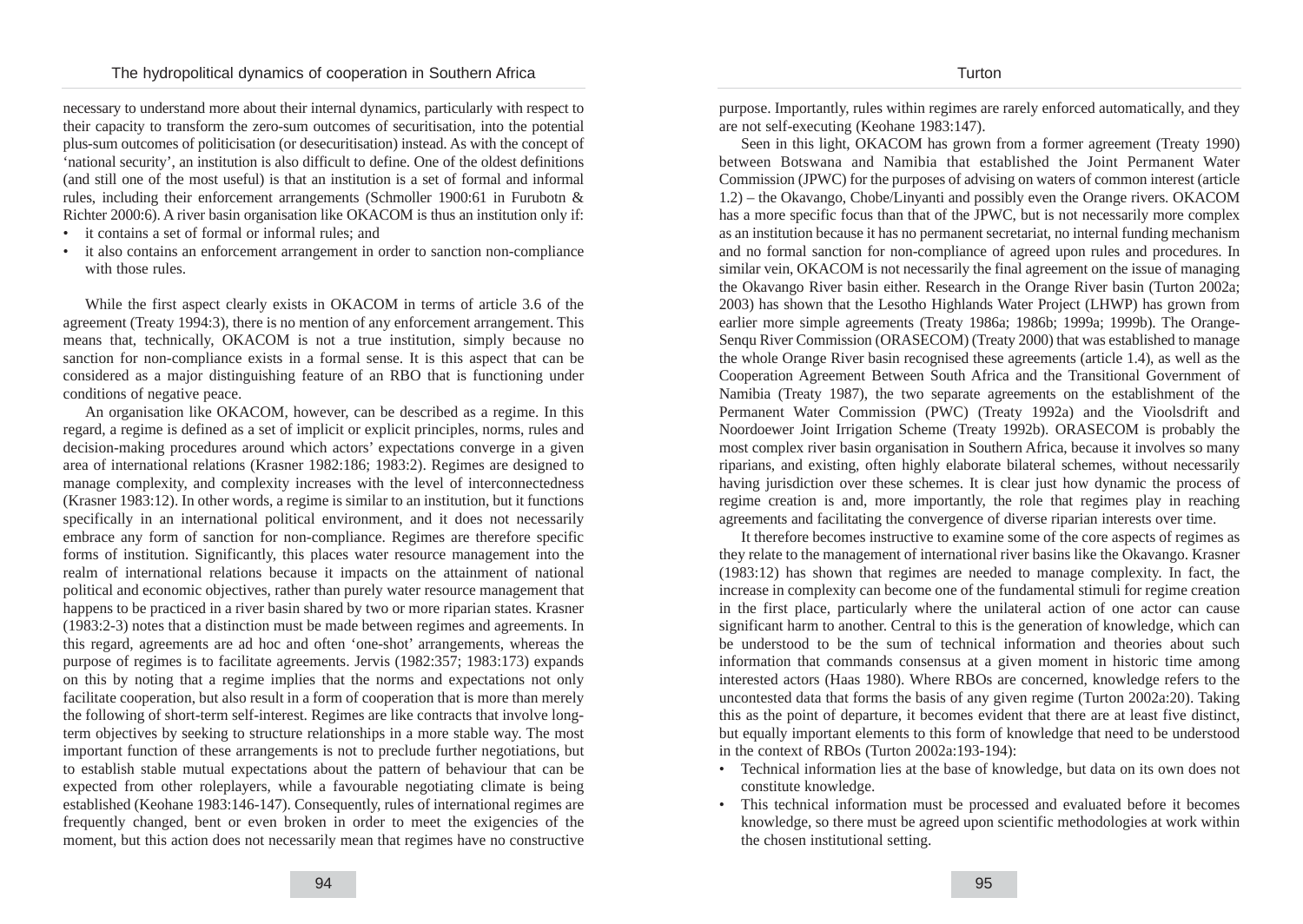necessary to understand more about their internal dynamics, particularly with respect to their capacity to transform the zero-sum outcomes of securitisation, into the potential plus-sum outcomes of politicisation (or desecuritisation) instead. As with the concept of 'national security', an institution is also difficult to define. One of the oldest definitions (and still one of the most useful) is that an institution is a set of formal and informal rules, including their enforcement arrangements (Schmoller 1900:61 in Furubotn & Richter 2000:6). A river basin organisation like OKACOM is thus an institution only if:

- it contains a set of formal or informal rules; and
- it also contains an enforcement arrangement in order to sanction non-compliance with those rules.

While the first aspect clearly exists in OKACOM in terms of article 3.6 of the agreement (Treaty 1994:3), there is no mention of any enforcement arrangement. This means that, technically, OKACOM is not a true institution, simply because no sanction for non-compliance exists in a formal sense. It is this aspect that can be considered as a major distinguishing feature of an RBO that is functioning under conditions of negative peace.

An organisation like OKACOM, however, can be described as a regime. In this regard, a regime is defined as a set of implicit or explicit principles, norms, rules and decision-making procedures around which actors' expectations converge in a given area of international relations (Krasner 1982:186; 1983:2). Regimes are designed to manage complexity, and complexity increases with the level of interconnectedness (Krasner 1983:12). In other words, a regime is similar to an institution, but it functions specifically in an international political environment, and it does not necessarily embrace any form of sanction for non-compliance. Regimes are therefore specific forms of institution. Significantly, this places water resource management into the realm of international relations because it impacts on the attainment of national political and economic objectives, rather than purely water resource management that happens to be practiced in a river basin shared by two or more riparian states. Krasner (1983:2-3) notes that a distinction must be made between regimes and agreements. In this regard, agreements are ad hoc and often 'one-shot' arrangements, whereas the purpose of regimes is to facilitate agreements. Jervis (1982:357; 1983:173) expands on this by noting that a regime implies that the norms and expectations not only facilitate cooperation, but also result in a form of cooperation that is more than merely the following of short-term self-interest. Regimes are like contracts that involve long-term objectives by seeking to structure relationships in a more stable way. The most important function of these arrangements is not to preclude further negotiations, but to establish stable mutual expectations about the pattern of behaviour that can be expected from other roleplayers, while a favourable negotiating climate is being established (Keohane 1983:146-147). Consequently, rules of international regimes are frequently changed, bent or even broken in order to meet the exigencies of the moment, but this action does not necessarily mean that regimes have no constructive purpose. Importantly, rules within regimes are rarely enforced automatically, and they are not self-executing (Keohane 1983:147).

Seen in this light, OKACOM has grown from a former agreement (Treaty 1990) between Botswana and Namibia that established the Joint Permanent Water Commission (JPWC) for the purposes of advising on waters of common interest (article 1.2) – the Okavango, Chobe/Linyanti and possibly even the Orange rivers. OKACOM has a more specific focus than that of the JPWC, but is not necessarily more complex as an institution because it has no permanent secretariat, no internal funding mechanism and no formal sanction for non-compliance of agreed upon rules and procedures. In similar vein, OKACOM is not necessarily the final agreement on the issue of managing the Okavango River basin either. Research in the Orange River basin (Turton 2002a; 2003) has shown that the Lesotho Highlands Water Project (LHWP) has grown from earlier more simple agreements (Treaty 1986a; 1986b; 1999a; 1999b). The Orange-Senqu River Commission (ORASECOM) (Treaty 2000) that was established to manage the whole Orange River basin recognised these agreements (article 1.4), as well as the Cooperation Agreement Between South Africa and the Transitional Government of Namibia (Treaty 1987), the two separate agreements on the establishment of the Permanent Water Commission (PWC) (Treaty 1992a) and the Vioolsdrift and Noordoewer Joint Irrigation Scheme (Treaty 1992b). ORASECOM is probably the most complex river basin organisation in Southern Africa, because it involves so many riparians, and existing, often highly elaborate bilateral schemes, without necessarily having jurisdiction over these schemes. It is clear just how dynamic the process of regime creation is and, more importantly, the role that regimes play in reaching agreements and facilitating the convergence of diverse riparian interests over time.

It therefore becomes instructive to examine some of the core aspects of regimes as they relate to the management of international river basins like the Okavango. Krasner (1983:12) has shown that regimes are needed to manage complexity. In fact, the increase in complexity can become one of the fundamental stimuli for regime creation in the first place, particularly where the unilateral action of one actor can cause significant harm to another. Central to this is the generation of knowledge, which can be understood to be the sum of technical information and theories about such information that commands consensus at a given moment in historic time among interested actors (Haas 1980). Where RBOs are concerned, knowledge refers to the uncontested data that forms the basis of any given regime (Turton 2002a:20). Taking this as the point of departure, it becomes evident that there are at least five distinct, but equally important elements to this form of knowledge that need to be understood in the context of RBOs (Turton 2002a:193-194):

- Technical information lies at the base of knowledge, but data on its own does not constitute knowledge.
- This technical information must be processed and evaluated before it becomes knowledge, so there must be agreed upon scientific methodologies at work within the chosen institutional setting.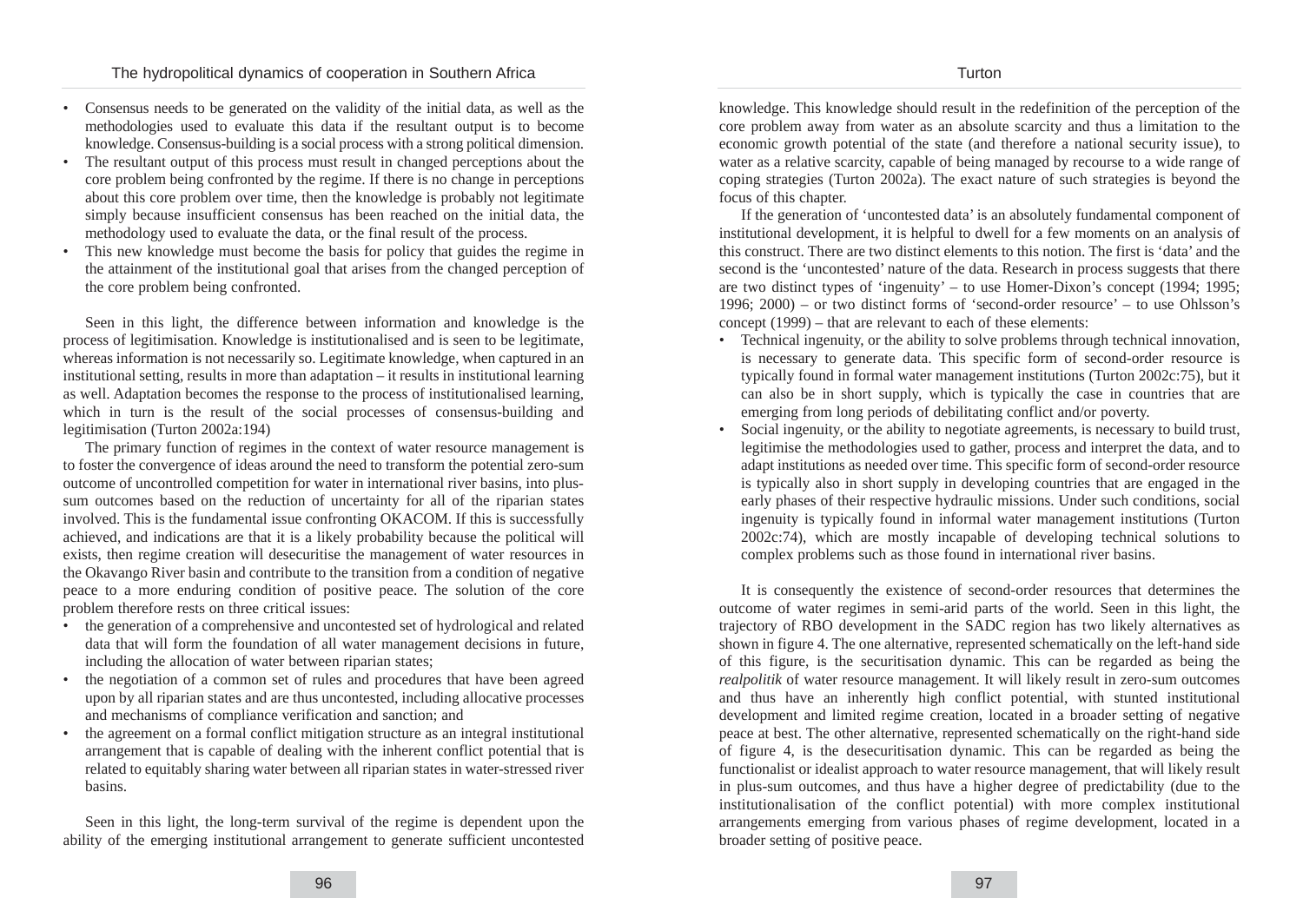- Consensus needs to be generated on the validity of the initial data, as well as the methodologies used to evaluate this data if the resultant output is to become knowledge. Consensus-building is a social process with a strong political dimension.
- The resultant output of this process must result in changed perceptions about the core problem being confronted by the regime. If there is no change in perceptions about this core problem over time, then the knowledge is probably not legitimate simply because insufficient consensus has been reached on the initial data, the methodology used to evaluate the data, or the final result of the process.
- This new knowledge must become the basis for policy that guides the regime in the attainment of the institutional goal that arises from the changed perception of the core problem being confronted.

Seen in this light, the difference between information and knowledge is the process of legitimisation. Knowledge is institutionalised and is seen to be legitimate, whereas information is not necessarily so. Legitimate knowledge, when captured in an institutional setting, results in more than adaptation – it results in institutional learning as well. Adaptation becomes the response to the process of institutionalised learning, which in turn is the result of the social processes of consensus-building and legitimisation (Turton 2002a:194)

The primary function of regimes in the context of water resource management is to foster the convergence of ideas around the need to transform the potential zero-sum outcome of uncontrolled competition for water in international river basins, into plus-sum outcomes based on the reduction of uncertainty for all of the riparian states involved. This is the fundamental issue confronting OKACOM. If this is successfully achieved, and indications are that it is a likely probability because the political will exists, then regime creation will desecuritise the management of water resources in the Okavango River basin and contribute to the transition from a condition of negative peace to a more enduring condition of positive peace. The solution of the core problem therefore rests on three critical issues:

- the generation of a comprehensive and uncontested set of hydrological and related data that will form the foundation of all water management decisions in future, including the allocation of water between riparian states;
- the negotiation of a common set of rules and procedures that have been agreed upon by all riparian states and are thus uncontested, including allocative processes and mechanisms of compliance verification and sanction; and
- the agreement on a formal conflict mitigation structure as an integral institutional arrangement that is capable of dealing with the inherent conflict potential that is related to equitably sharing water between all riparian states in water-stressed river basins.

Seen in this light, the long-term survival of the regime is dependent upon the ability of the emerging institutional arrangement to generate sufficient uncontested knowledge. This knowledge should result in the redefinition of the perception of the core problem away from water as an absolute scarcity and thus a limitation to the economic growth potential of the state (and therefore a national security issue), to water as a relative scarcity, capable of being managed by recourse to a wide range of coping strategies (Turton 2002a). The exact nature of such strategies is beyond the focus of this chapter.

If the generation of 'uncontested data' is an absolutely fundamental component of institutional development, it is helpful to dwell for a few moments on an analysis of this construct. There are two distinct elements to this notion. The first is 'data' and the second is the 'uncontested' nature of the data. Research in process suggests that there are two distinct types of 'ingenuity' – to use Homer-Dixon's concept (1994; 1995; 1996; 2000) – or two distinct forms of 'second-order resource' – to use Ohlsson's concept (1999) – that are relevant to each of these elements:

- Technical ingenuity, or the ability to solve problems through technical innovation, is necessary to generate data. This specific form of second-order resource is typically found in formal water management institutions (Turton 2002c:75), but it can also be in short supply, which is typically the case in countries that are emerging from long periods of debilitating conflict and/or poverty.
- Social ingenuity, or the ability to negotiate agreements, is necessary to build trust, legitimise the methodologies used to gather, process and interpret the data, and to adapt institutions as needed over time. This specific form of second-order resource is typically also in short supply in developing countries that are engaged in the early phases of their respective hydraulic missions. Under such conditions, social ingenuity is typically found in informal water management institutions (Turton 2002c:74), which are mostly incapable of developing technical solutions to complex problems such as those found in international river basins.

It is consequently the existence of second-order resources that determines the outcome of water regimes in semi-arid parts of the world. Seen in this light, the trajectory of RBO development in the SADC region has two likely alternatives as shown in figure 4. The one alternative, represented schematically on the left-hand side of this figure, is the securitisation dynamic. This can be regarded as being the *realpolitik* of water resource management. It will likely result in zero-sum outcomes and thus have an inherently high conflict potential, with stunted institutional development and limited regime creation, located in a broader setting of negative peace at best. The other alternative, represented schematically on the right-hand side of figure 4, is the desecuritisation dynamic. This can be regarded as being the functionalist or idealist approach to water resource management, that will likely result in plus-sum outcomes, and thus have a higher degree of predictability (due to the institutionalisation of the conflict potential) with more complex institutional arrangements emerging from various phases of regime development, located in a broader setting of positive peace.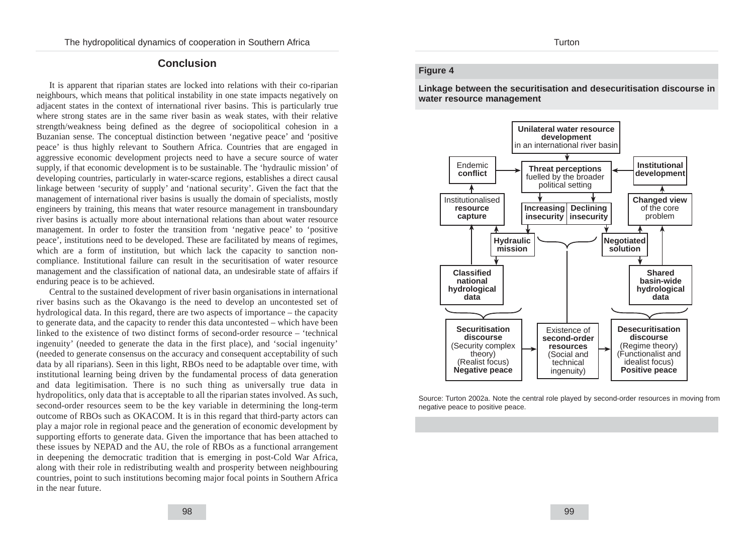## Conclusion

It is apparent that riparian states are locked into relations with their co-riparian neighbours, which means that political instability in one state impacts negatively on adjacent states in the context of international river basins. This is particularly true where strong states are in the same river basin as weak states, with their relative strength/weakness being defined as the degree of sociopolitical cohesion in a Buzanian sense. The conceptual distinction between 'negative peace' and 'positive peace' is thus highly relevant to Southern Africa. Countries that are engaged in aggressive economic development projects need to have a secure source of water supply, if that economic development is to be sustainable. The 'hydraulic mission' of developing countries, particularly in water-scarce regions, establishes a direct causal linkage between 'security of supply' and 'national security'. Given the fact that the management of international river basins is usually the domain of specialists, mostly engineers by training, this means that water resource management in transboundary river basins is actually more about international relations than about water resource management. In order to foster the transition from 'negative peace' to 'positive peace', institutions need to be developed. These are facilitated by means of regimes, which are a form of institution, but which lack the capacity to sanction non-compliance. Institutional failure can result in the securitisation of water resource management and the classification of national data, an undesirable state of affairs if enduring peace is to be achieved.

Central to the sustained development of river basin organisations in international river basins such as the Okavango is the need to develop an uncontested set of hydrological data. In this regard, there are two aspects of importance – the capacity to generate data, and the capacity to render this data uncontested – which have been linked to the existence of two distinct forms of second-order resource – 'technical ingenuity' (needed to generate the data in the first place), and 'social ingenuity' (needed to generate consensus on the accuracy and consequent acceptability of such data by all riparians). Seen in this light, RBOs need to be adaptable over time, with institutional learning being driven by the fundamental process of data generation and data legitimisation. There is no such thing as universally true data in hydropolitics, only data that is acceptable to all the riparian states involved. As such, second-order resources seem to be the key variable in determining the long-term outcome of RBOs such as OKACOM. It is in this regard that third-party actors can play a major role in regional peace and the generation of economic development by supporting efforts to generate data. Given the importance that has been attached to these issues by NEPAD and the AU, the role of RBOs as a functional arrangement in deepening the democratic tradition that is emerging in post-Cold War Africa, along with their role in redistributing wealth and prosperity between neighbouring countries, point to such institutions becoming major focal points in Southern Africa in the near future.

**Figure 4**

**Linkage between the securitisation and desecuritisation discourse in water resource management**

- **Unilateral water resource development** in an international river basin
- Endemic **conflict**
- **Threat perceptions** fuelled by the broader political setting
- **Institutional development**
- Institutionalised **resource capture**
- **Increasing insecurity**
- **Declining insecurity**
- **Changed view** of the core problem
- **Hydraulic mission**
- **Negotiated solution**
- **Classified national hydrological data**
- **Shared basin-wide hydrological data**
- **Securitisation discourse** (Security complex theory) (Realist focus) **Negative peace**
- Existence of **second-order resources** (Social and technical ingenuity)
- **Desecuritisation discourse** (Regime theory) (Functionalist and idealist focus) **Positive peace**

Source: Turton 2002a. Note the central role played by second-order resources in moving from negative peace to positive peace.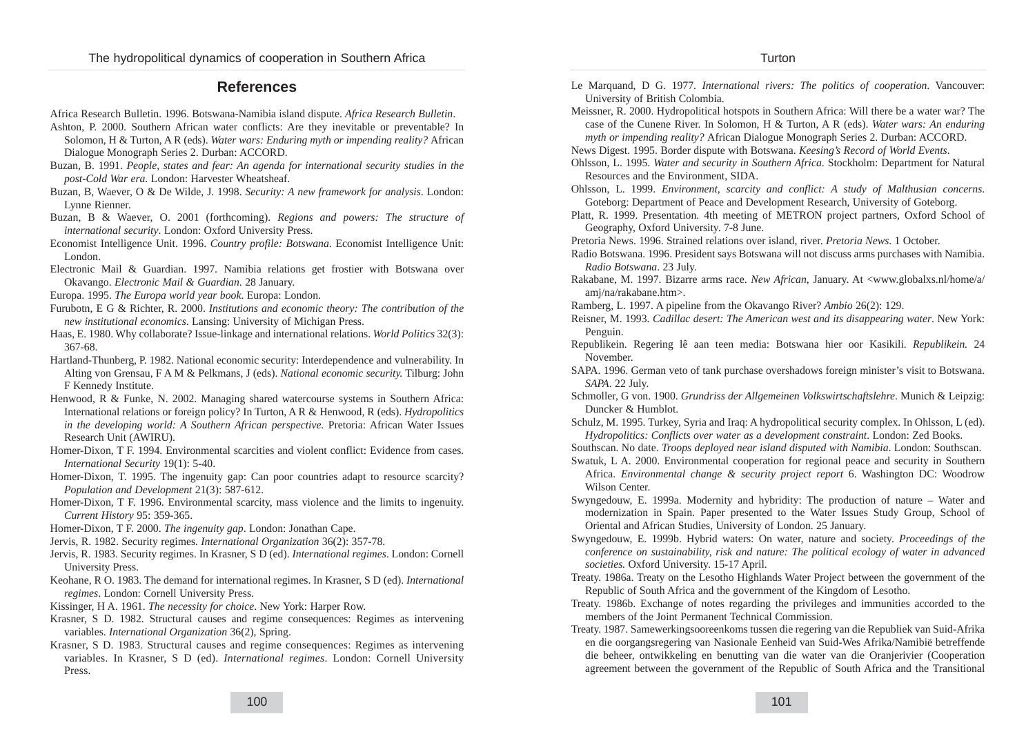## References

Africa Research Bulletin. 1996. Botswana-Namibia island dispute. *Africa Research Bulletin*.

Ashton, P. 2000. Southern African water conflicts: Are they inevitable or preventable? In Solomon, H & Turton, A R (eds). *Water wars: Enduring myth or impending reality?* African Dialogue Monograph Series 2. Durban: ACCORD.

Buzan, B. 1991. *People, states and fear: An agenda for international security studies in the post-Cold War era*. London: Harvester Wheatsheaf.

Buzan, B, Waever, O & De Wilde, J. 1998. *Security: A new framework for analysis*. London: Lynne Rienner.

Buzan, B & Waever, O. 2001 (forthcoming). *Regions and powers: The structure of international security*. London: Oxford University Press.

Economist Intelligence Unit. 1996. *Country profile: Botswana*. Economist Intelligence Unit: London.

Electronic Mail & Guardian. 1997. Namibia relations get frostier with Botswana over Okavango. *Electronic Mail & Guardian*. 28 January.

Europa. 1995. *The Europa world year book*. Europa: London.

Furubotn, E G & Richter, R. 2000. *Institutions and economic theory: The contribution of the new institutional economics*. Lansing: University of Michigan Press.

Haas, E. 1980. Why collaborate? Issue-linkage and international relations. *World Politics* 32(3): 367-68.

Hartland-Thunberg, P. 1982. National economic security: Interdependence and vulnerability. In Alting von Grensau, F A M & Pelkmans, J (eds). *National economic security.* Tilburg: John F Kennedy Institute.

Henwood, R & Funke, N. 2002. Managing shared watercourse systems in Southern Africa: International relations or foreign policy? In Turton, A R & Henwood, R (eds). *Hydropolitics in the developing world: A Southern African perspective.* Pretoria: African Water Issues Research Unit (AWIRU).

Homer-Dixon, T F. 1994. Environmental scarcities and violent conflict: Evidence from cases. *International Security* 19(1): 5-40.

Homer-Dixon, T. 1995. The ingenuity gap: Can poor countries adapt to resource scarcity? *Population and Development* 21(3): 587-612.

Homer-Dixon, T F. 1996. Environmental scarcity, mass violence and the limits to ingenuity. *Current History* 95: 359-365.

Homer-Dixon, T F. 2000. *The ingenuity gap*. London: Jonathan Cape.

Jervis, R. 1982. Security regimes. *International Organization* 36(2): 357-78.

Jervis, R. 1983. Security regimes. In Krasner, S D (ed). *International regimes*. London: Cornell University Press.

Keohane, R O. 1983. The demand for international regimes. In Krasner, S D (ed). *International regimes*. London: Cornell University Press.

Kissinger, H A. 1961. *The necessity for choice*. New York: Harper Row.

Krasner, S D. 1982. Structural causes and regime consequences: Regimes as intervening variables. *International Organization* 36(2), Spring.

Krasner, S D. 1983. Structural causes and regime consequences: Regimes as intervening variables. In Krasner, S D (ed). *International regimes*. London: Cornell University Press.

Le Marquand, D G. 1977. *International rivers: The politics of cooperation.* Vancouver: University of British Colombia.

Meissner, R. 2000. Hydropolitical hotspots in Southern Africa: Will there be a water war? The case of the Cunene River. In Solomon, H & Turton, A R (eds). *Water wars: An enduring myth or impending reality?* African Dialogue Monograph Series 2. Durban: ACCORD.

News Digest. 1995. Border dispute with Botswana. *Keesing's Record of World Events*.

Ohlsson, L. 1995. *Water and security in Southern Africa*. Stockholm: Department for Natural Resources and the Environment, SIDA.

Ohlsson, L. 1999. *Environment, scarcity and conflict: A study of Malthusian concerns.* Goteborg: Department of Peace and Development Research, University of Goteborg.

Platt, R. 1999. Presentation. 4th meeting of METRON project partners, Oxford School of Geography, Oxford University. 7-8 June.

Pretoria News. 1996. Strained relations over island, river. *Pretoria News*. 1 October.

Radio Botswana. 1996. President says Botswana will not discuss arms purchases with Namibia. *Radio Botswana*. 23 July.

Rakabane, M. 1997. Bizarre arms race. *New African*, January. At <www.globalxs.nl/home/a/amj/na/rakabane.htm>.

Ramberg, L. 1997. A pipeline from the Okavango River? *Ambio* 26(2): 129.

Reisner, M. 1993. *Cadillac desert: The American west and its disappearing water*. New York: Penguin.

Republikein. Regering lê aan teen media: Botswana hier oor Kasikili. *Republikein.* 24 November.

SAPA. 1996. German veto of tank purchase overshadows foreign minister's visit to Botswana. *SAPA*. 22 July.

Schmoller, G von. 1900. *Grundriss der Allgemeinen Volkswirtschaftslehre*. Munich & Leipzig: Duncker & Humblot.

Schulz, M. 1995. Turkey, Syria and Iraq: A hydropolitical security complex. In Ohlsson, L (ed). *Hydropolitics: Conflicts over water as a development constraint*. London: Zed Books.

Southscan. No date. *Troops deployed near island disputed with Namibia*. London: Southscan.

Swatuk, L A. 2000. Environmental cooperation for regional peace and security in Southern Africa. *Environmental change & security project report* 6. Washington DC: Woodrow Wilson Center.

Swyngedouw, E. 1999a. Modernity and hybridity: The production of nature – Water and modernization in Spain. Paper presented to the Water Issues Study Group, School of Oriental and African Studies, University of London. 25 January.

Swyngedouw, E. 1999b. Hybrid waters: On water, nature and society. *Proceedings of the conference on sustainability, risk and nature: The political ecology of water in advanced societies.* Oxford University. 15-17 April.

Treaty. 1986a. Treaty on the Lesotho Highlands Water Project between the government of the Republic of South Africa and the government of the Kingdom of Lesotho.

Treaty. 1986b. Exchange of notes regarding the privileges and immunities accorded to the members of the Joint Permanent Technical Commission.

Treaty. 1987. Samewerkingsooreenkoms tussen die regering van die Republiek van Suid-Afrika en die oorgangsregering van Nasionale Eenheid van Suid-Wes Afrika/Namibië betreffende die beheer, ontwikkeling en benutting van die water van die Oranjerivier (Cooperation agreement between the government of the Republic of South Africa and the Transitional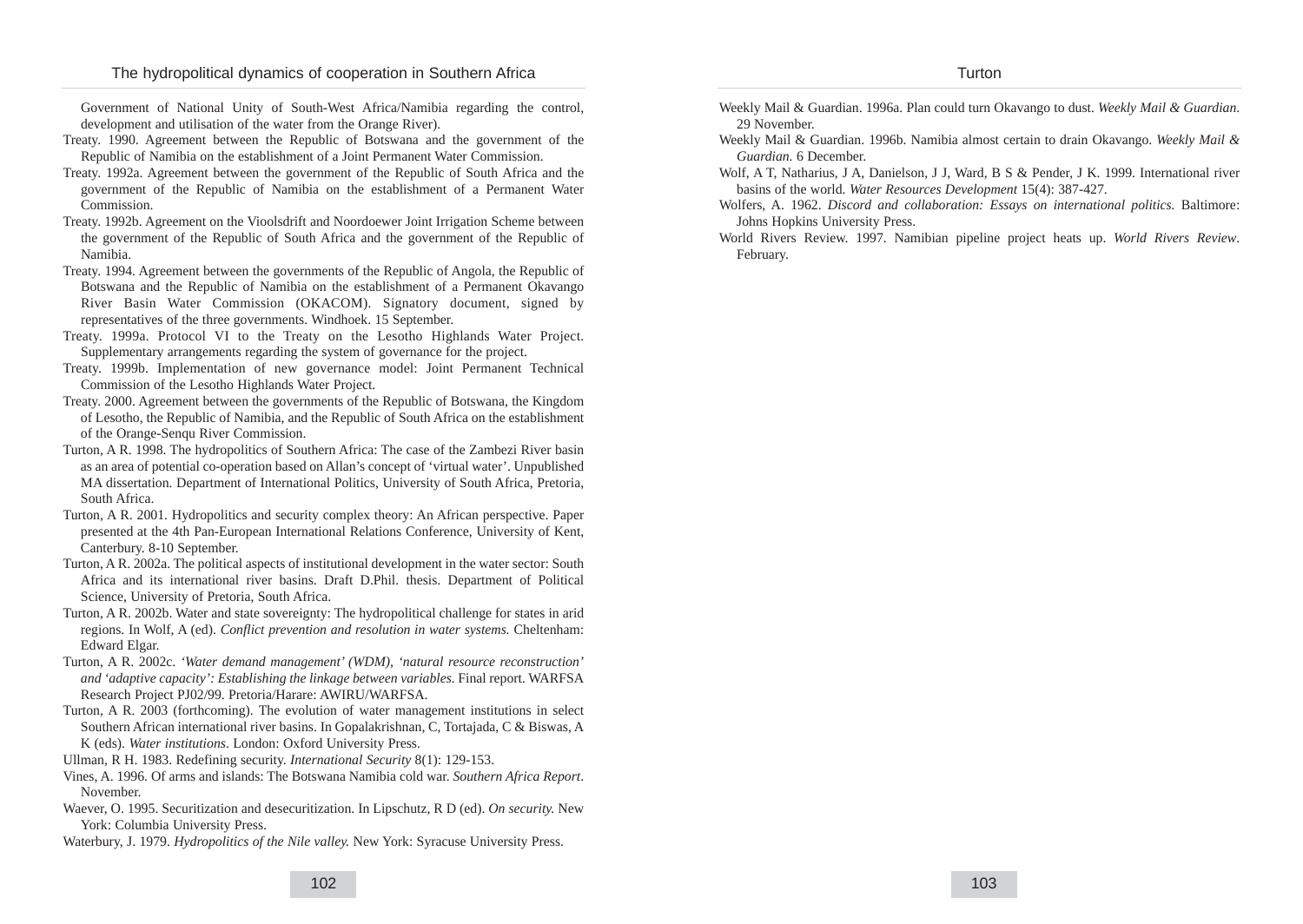Government of National Unity of South-West Africa/Namibia regarding the control, development and utilisation of the water from the Orange River).

Treaty. 1990. Agreement between the Republic of Botswana and the government of the Republic of Namibia on the establishment of a Joint Permanent Water Commission.

Treaty. 1992a. Agreement between the government of the Republic of South Africa and the government of the Republic of Namibia on the establishment of a Permanent Water Commission.

Treaty. 1992b. Agreement on the Vioolsdrift and Noordoewer Joint Irrigation Scheme between the government of the Republic of South Africa and the government of the Republic of Namibia.

Treaty. 1994. Agreement between the governments of the Republic of Angola, the Republic of Botswana and the Republic of Namibia on the establishment of a Permanent Okavango River Basin Water Commission (OKACOM). Signatory document, signed by representatives of the three governments. Windhoek. 15 September.

Treaty. 1999a. Protocol VI to the Treaty on the Lesotho Highlands Water Project. Supplementary arrangements regarding the system of governance for the project.

Treaty. 1999b. Implementation of new governance model: Joint Permanent Technical Commission of the Lesotho Highlands Water Project.

Treaty. 2000. Agreement between the governments of the Republic of Botswana, the Kingdom of Lesotho, the Republic of Namibia, and the Republic of South Africa on the establishment of the Orange-Senqu River Commission.

Turton, A R. 1998. The hydropolitics of Southern Africa: The case of the Zambezi River basin as an area of potential co-operation based on Allan's concept of 'virtual water'. Unpublished MA dissertation. Department of International Politics, University of South Africa, Pretoria, South Africa.

Turton, A R. 2001. Hydropolitics and security complex theory: An African perspective. Paper presented at the 4th Pan-European International Relations Conference, University of Kent, Canterbury. 8-10 September.

Turton, A R. 2002a. The political aspects of institutional development in the water sector: South Africa and its international river basins. Draft D.Phil. thesis. Department of Political Science, University of Pretoria, South Africa.

Turton, A R. 2002b. Water and state sovereignty: The hydropolitical challenge for states in arid regions. In Wolf, A (ed). *Conflict prevention and resolution in water systems.* Cheltenham: Edward Elgar.

Turton, A R. 2002c. *'Water demand management' (WDM), 'natural resource reconstruction' and 'adaptive capacity': Establishing the linkage between variables.* Final report. WARFSA Research Project PJ02/99. Pretoria/Harare: AWIRU/WARFSA.

Turton, A R. 2003 (forthcoming). The evolution of water management institutions in select Southern African international river basins. In Gopalakrishnan, C, Tortajada, C & Biswas, A K (eds). *Water institutions*. London: Oxford University Press.

Ullman, R H. 1983. Redefining security. *International Security* 8(1): 129-153.

Vines, A. 1996. Of arms and islands: The Botswana Namibia cold war. *Southern Africa Report*. November.

Waever, O. 1995. Securitization and desecuritization. In Lipschutz, R D (ed). *On security.* New York: Columbia University Press.

Waterbury, J. 1979. *Hydropolitics of the Nile valley.* New York: Syracuse University Press.

Weekly Mail & Guardian. 1996a. Plan could turn Okavango to dust. *Weekly Mail & Guardian.* 29 November.

Weekly Mail & Guardian. 1996b. Namibia almost certain to drain Okavango. *Weekly Mail & Guardian.* 6 December.

Wolf, A T, Natharius, J A, Danielson, J J, Ward, B S & Pender, J K. 1999. International river basins of the world. *Water Resources Development* 15(4): 387-427.

Wolfers, A. 1962. *Discord and collaboration: Essays on international politics.* Baltimore: Johns Hopkins University Press.

World Rivers Review. 1997. Namibian pipeline project heats up. *World Rivers Review*. February.